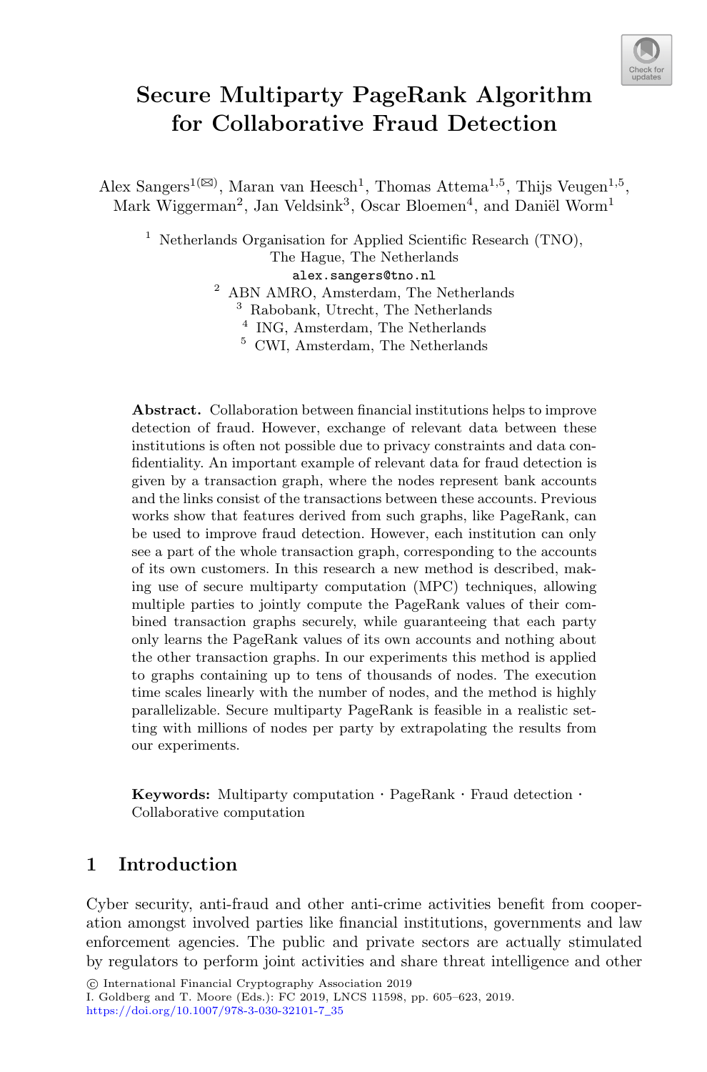# Secure Multiparty PageRank Algorithm for Collaborative Fraud Detection

Alex Sangers[1](✉), Maran van Heesch[1], Thomas Attema[1,5], Thijs Veugen[1,5], Mark Wiggerman[2], Jan Veldsink[3], Oscar Bloemen[4], and Daniël Worm[1]

[1] Netherlands Organisation for Applied Scientific Research (TNO), The Hague, The Netherlands
alex.sangers@tno.nl

[2] ABN AMRO, Amsterdam, The Netherlands

[3] Rabobank, Utrecht, The Netherlands

[4] ING, Amsterdam, The Netherlands

[5] CWI, Amsterdam, The Netherlands

**Abstract.** Collaboration between financial institutions helps to improve detection of fraud. However, exchange of relevant data between these institutions is often not possible due to privacy constraints and data confidentiality. An important example of relevant data for fraud detection is given by a transaction graph, where the nodes represent bank accounts and the links consist of the transactions between these accounts. Previous works show that features derived from such graphs, like PageRank, can be used to improve fraud detection. However, each institution can only see a part of the whole transaction graph, corresponding to the accounts of its own customers. In this research a new method is described, making use of secure multiparty computation (MPC) techniques, allowing multiple parties to jointly compute the PageRank values of their combined transaction graphs securely, while guaranteeing that each party only learns the PageRank values of its own accounts and nothing about the other transaction graphs. In our experiments this method is applied to graphs containing up to tens of thousands of nodes. The execution time scales linearly with the number of nodes, and the method is highly parallelizable. Secure multiparty PageRank is feasible in a realistic setting with millions of nodes per party by extrapolating the results from our experiments.

**Keywords:** Multiparty computation · PageRank · Fraud detection · Collaborative computation

## 1 Introduction

Cyber security, anti-fraud and other anti-crime activities benefit from cooperation amongst involved parties like financial institutions, governments and law enforcement agencies. The public and private sectors are actually stimulated by regulators to perform joint activities and share threat intelligence and other

© International Financial Cryptography Association 2019
I. Goldberg and T. Moore (Eds.): FC 2019, LNCS 11598, pp. 605–623, 2019.
https://doi.org/10.1007/978-3-030-32101-7_35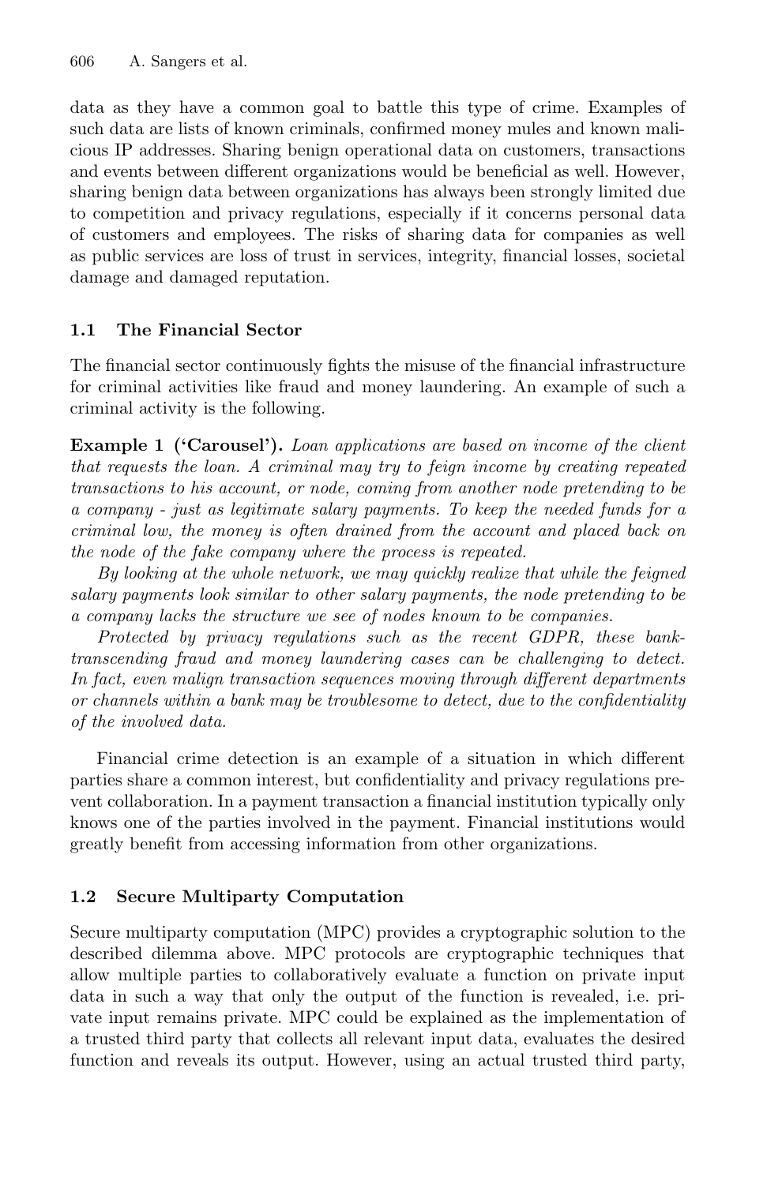data as they have a common goal to battle this type of crime. Examples of such data are lists of known criminals, confirmed money mules and known malicious IP addresses. Sharing benign operational data on customers, transactions and events between different organizations would be beneficial as well. However, sharing benign data between organizations has always been strongly limited due to competition and privacy regulations, especially if it concerns personal data of customers and employees. The risks of sharing data for companies as well as public services are loss of trust in services, integrity, financial losses, societal damage and damaged reputation.

### 1.1 The Financial Sector

The financial sector continuously fights the misuse of the financial infrastructure for criminal activities like fraud and money laundering. An example of such a criminal activity is the following.

**Example 1 ('Carousel').** *Loan applications are based on income of the client that requests the loan. A criminal may try to feign income by creating repeated transactions to his account, or node, coming from another node pretending to be a company - just as legitimate salary payments. To keep the needed funds for a criminal low, the money is often drained from the account and placed back on the node of the fake company where the process is repeated.*

*By looking at the whole network, we may quickly realize that while the feigned salary payments look similar to other salary payments, the node pretending to be a company lacks the structure we see of nodes known to be companies.*

*Protected by privacy regulations such as the recent GDPR, these bank-transcending fraud and money laundering cases can be challenging to detect. In fact, even malign transaction sequences moving through different departments or channels within a bank may be troublesome to detect, due to the confidentiality of the involved data.*

Financial crime detection is an example of a situation in which different parties share a common interest, but confidentiality and privacy regulations prevent collaboration. In a payment transaction a financial institution typically only knows one of the parties involved in the payment. Financial institutions would greatly benefit from accessing information from other organizations.

### 1.2 Secure Multiparty Computation

Secure multiparty computation (MPC) provides a cryptographic solution to the described dilemma above. MPC protocols are cryptographic techniques that allow multiple parties to collaboratively evaluate a function on private input data in such a way that only the output of the function is revealed, i.e. private input remains private. MPC could be explained as the implementation of a trusted third party that collects all relevant input data, evaluates the desired function and reveals its output. However, using an actual trusted third party,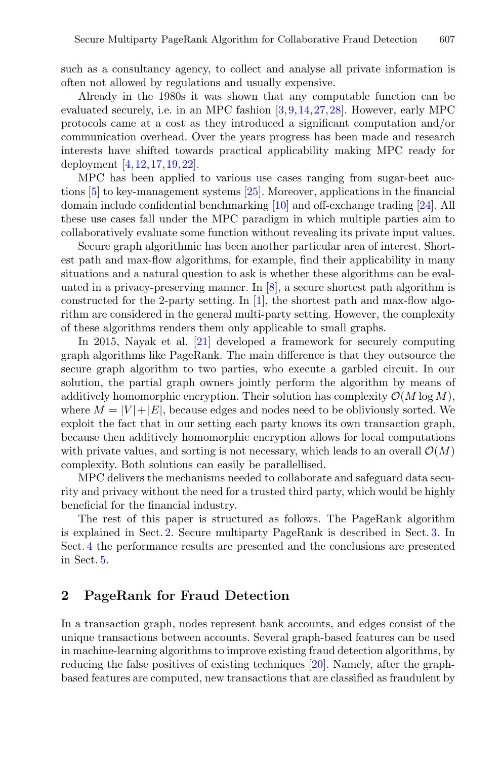such as a consultancy agency, to collect and analyse all private information is often not allowed by regulations and usually expensive.

Already in the 1980s it was shown that any computable function can be evaluated securely, i.e. in an MPC fashion [3,9,14,27,28]. However, early MPC protocols came at a cost as they introduced a significant computation and/or communication overhead. Over the years progress has been made and research interests have shifted towards practical applicability making MPC ready for deployment [4,12,17,19,22].

MPC has been applied to various use cases ranging from sugar-beet auctions [5] to key-management systems [25]. Moreover, applications in the financial domain include confidential benchmarking [10] and off-exchange trading [24]. All these use cases fall under the MPC paradigm in which multiple parties aim to collaboratively evaluate some function without revealing its private input values.

Secure graph algorithmic has been another particular area of interest. Shortest path and max-flow algorithms, for example, find their applicability in many situations and a natural question to ask is whether these algorithms can be evaluated in a privacy-preserving manner. In [8], a secure shortest path algorithm is constructed for the 2-party setting. In [1], the shortest path and max-flow algorithm are considered in the general multi-party setting. However, the complexity of these algorithms renders them only applicable to small graphs.

In 2015, Nayak et al. [21] developed a framework for securely computing graph algorithms like PageRank. The main difference is that they outsource the secure graph algorithm to two parties, who execute a garbled circuit. In our solution, the partial graph owners jointly perform the algorithm by means of additively homomorphic encryption. Their solution has complexity $\mathcal{O}(M \log M)$, where $M = |V| + |E|$, because edges and nodes need to be obliviously sorted. We exploit the fact that in our setting each party knows its own transaction graph, because then additively homomorphic encryption allows for local computations with private values, and sorting is not necessary, which leads to an overall $\mathcal{O}(M)$ complexity. Both solutions can easily be parallellised.

MPC delivers the mechanisms needed to collaborate and safeguard data security and privacy without the need for a trusted third party, which would be highly beneficial for the financial industry.

The rest of this paper is structured as follows. The PageRank algorithm is explained in Sect. 2. Secure multiparty PageRank is described in Sect. 3. In Sect. 4 the performance results are presented and the conclusions are presented in Sect. 5.

## 2 PageRank for Fraud Detection

In a transaction graph, nodes represent bank accounts, and edges consist of the unique transactions between accounts. Several graph-based features can be used in machine-learning algorithms to improve existing fraud detection algorithms, by reducing the false positives of existing techniques [20]. Namely, after the graph-based features are computed, new transactions that are classified as fraudulent by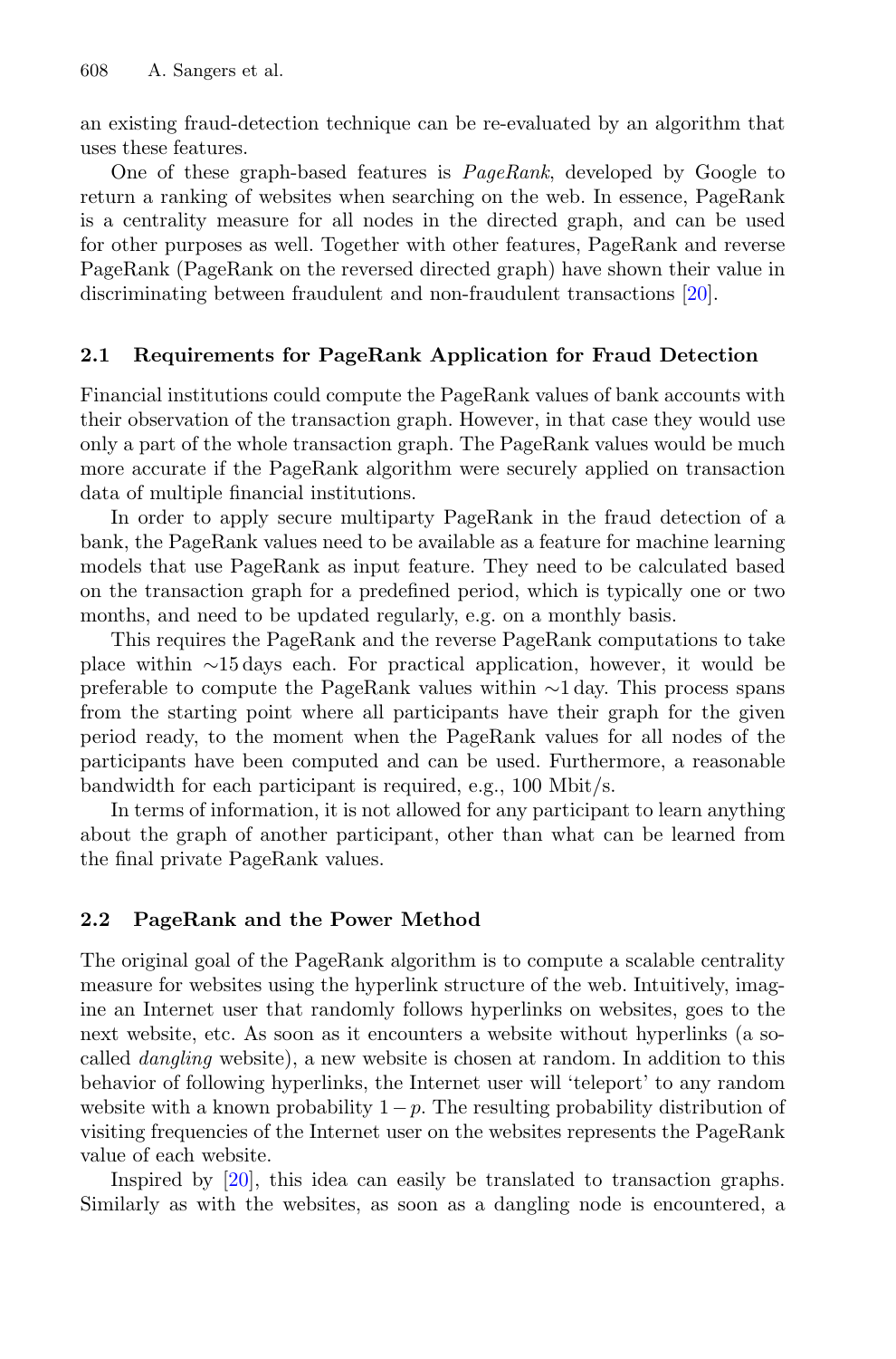an existing fraud-detection technique can be re-evaluated by an algorithm that uses these features.

One of these graph-based features is *PageRank*, developed by Google to return a ranking of websites when searching on the web. In essence, PageRank is a centrality measure for all nodes in the directed graph, and can be used for other purposes as well. Together with other features, PageRank and reverse PageRank (PageRank on the reversed directed graph) have shown their value in discriminating between fraudulent and non-fraudulent transactions [20].

### 2.1 Requirements for PageRank Application for Fraud Detection

Financial institutions could compute the PageRank values of bank accounts with their observation of the transaction graph. However, in that case they would use only a part of the whole transaction graph. The PageRank values would be much more accurate if the PageRank algorithm were securely applied on transaction data of multiple financial institutions.

In order to apply secure multiparty PageRank in the fraud detection of a bank, the PageRank values need to be available as a feature for machine learning models that use PageRank as input feature. They need to be calculated based on the transaction graph for a predefined period, which is typically one or two months, and need to be updated regularly, e.g. on a monthly basis.

This requires the PageRank and the reverse PageRank computations to take place within $\sim$15 days each. For practical application, however, it would be preferable to compute the PageRank values within $\sim$1 day. This process spans from the starting point where all participants have their graph for the given period ready, to the moment when the PageRank values for all nodes of the participants have been computed and can be used. Furthermore, a reasonable bandwidth for each participant is required, e.g., 100 Mbit/s.

In terms of information, it is not allowed for any participant to learn anything about the graph of another participant, other than what can be learned from the final private PageRank values.

### 2.2 PageRank and the Power Method

The original goal of the PageRank algorithm is to compute a scalable centrality measure for websites using the hyperlink structure of the web. Intuitively, imagine an Internet user that randomly follows hyperlinks on websites, goes to the next website, etc. As soon as it encounters a website without hyperlinks (a so-called *dangling* website), a new website is chosen at random. In addition to this behavior of following hyperlinks, the Internet user will 'teleport' to any random website with a known probability $1-p$. The resulting probability distribution of visiting frequencies of the Internet user on the websites represents the PageRank value of each website.

Inspired by [20], this idea can easily be translated to transaction graphs. Similarly as with the websites, as soon as a dangling node is encountered, a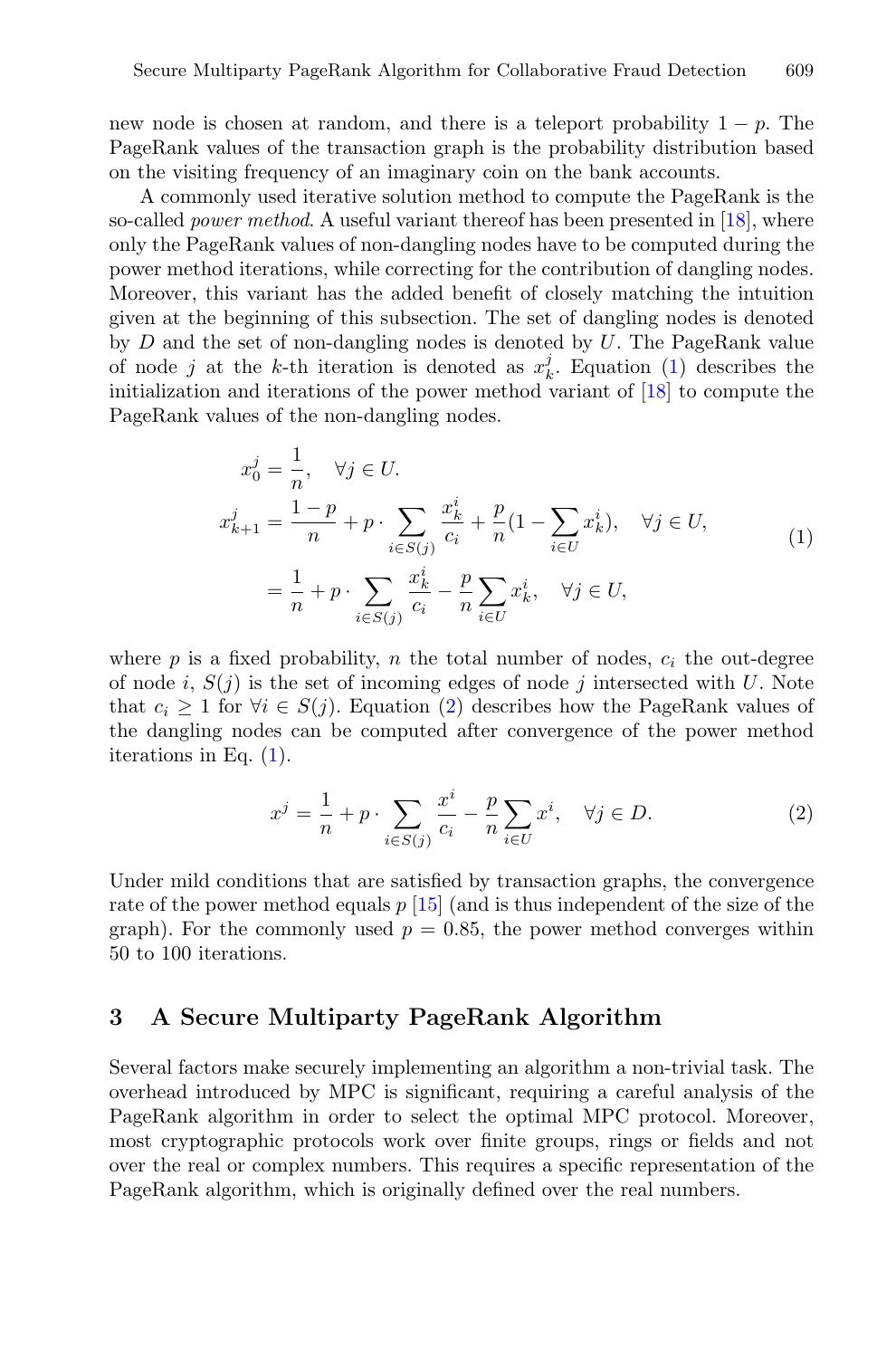new node is chosen at random, and there is a teleport probability $1 - p$. The PageRank values of the transaction graph is the probability distribution based on the visiting frequency of an imaginary coin on the bank accounts.

A commonly used iterative solution method to compute the PageRank is the so-called *power method*. A useful variant thereof has been presented in [18], where only the PageRank values of non-dangling nodes have to be computed during the power method iterations, while correcting for the contribution of dangling nodes. Moreover, this variant has the added benefit of closely matching the intuition given at the beginning of this subsection. The set of dangling nodes is denoted by $D$ and the set of non-dangling nodes is denoted by $U$. The PageRank value of node $j$ at the $k$-th iteration is denoted as $x_k^j$. Equation (1) describes the initialization and iterations of the power method variant of [18] to compute the PageRank values of the non-dangling nodes.

$$
\begin{aligned}
x_0^j &= \frac{1}{n}, \quad \forall j \in U. \\
x_{k+1}^j &= \frac{1-p}{n} + p \cdot \sum_{i \in S(j)} \frac{x_k^i}{c_i} + \frac{p}{n}\left(1 - \sum_{i \in U} x_k^i\right), \quad \forall j \in U, \\
&= \frac{1}{n} + p \cdot \sum_{i \in S(j)} \frac{x_k^i}{c_i} - \frac{p}{n} \sum_{i \in U} x_k^i, \quad \forall j \in U,
\end{aligned}
\tag{1}
$$

where $p$ is a fixed probability, $n$ the total number of nodes, $c_i$ the out-degree of node $i$, $S(j)$ is the set of incoming edges of node $j$ intersected with $U$. Note that $c_i \geq 1$ for $\forall i \in S(j)$. Equation (2) describes how the PageRank values of the dangling nodes can be computed after convergence of the power method iterations in Eq. (1).

$$
x^j = \frac{1}{n} + p \cdot \sum_{i \in S(j)} \frac{x^i}{c_i} - \frac{p}{n} \sum_{i \in U} x^i, \quad \forall j \in D. \tag{2}
$$

Under mild conditions that are satisfied by transaction graphs, the convergence rate of the power method equals $p$ [15] (and is thus independent of the size of the graph). For the commonly used $p = 0.85$, the power method converges within 50 to 100 iterations.

## 3 A Secure Multiparty PageRank Algorithm

Several factors make securely implementing an algorithm a non-trivial task. The overhead introduced by MPC is significant, requiring a careful analysis of the PageRank algorithm in order to select the optimal MPC protocol. Moreover, most cryptographic protocols work over finite groups, rings or fields and not over the real or complex numbers. This requires a specific representation of the PageRank algorithm, which is originally defined over the real numbers.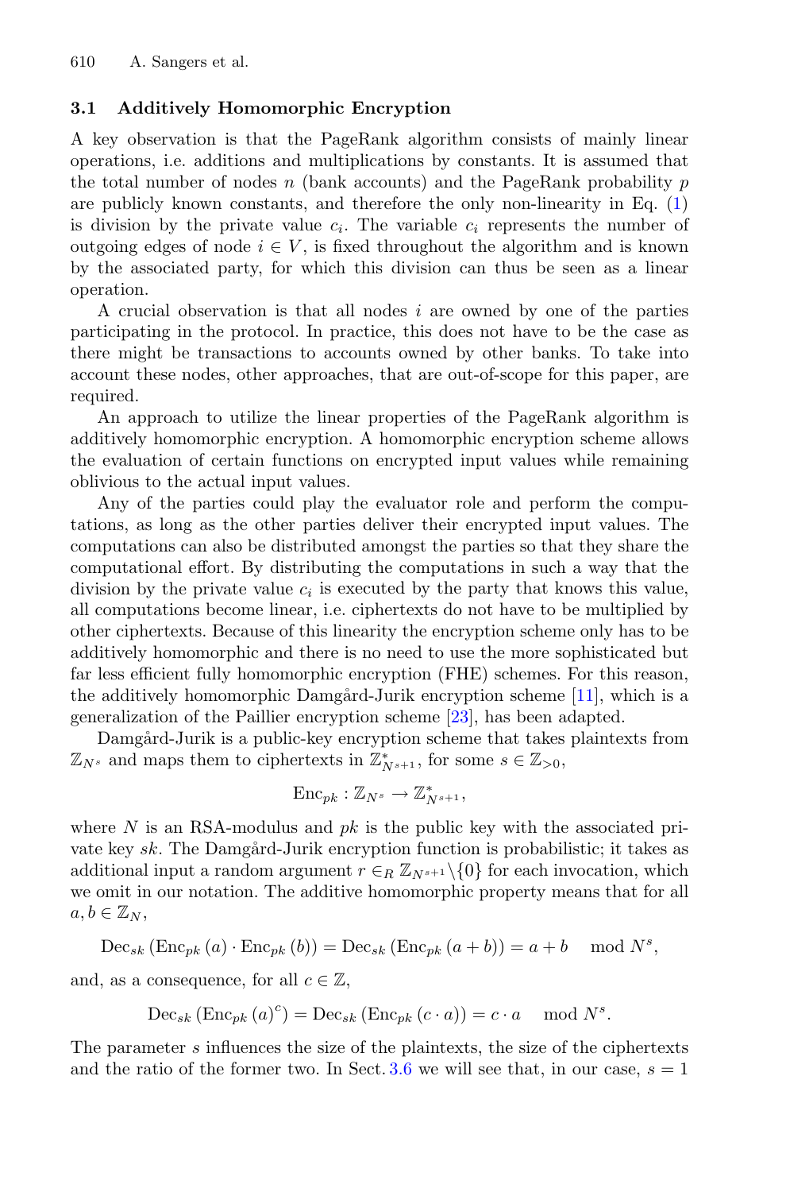### 3.1 Additively Homomorphic Encryption

A key observation is that the PageRank algorithm consists of mainly linear operations, i.e. additions and multiplications by constants. It is assumed that the total number of nodes $n$ (bank accounts) and the PageRank probability $p$ are publicly known constants, and therefore the only non-linearity in Eq. (1) is division by the private value $c_i$. The variable $c_i$ represents the number of outgoing edges of node $i \in V$, is fixed throughout the algorithm and is known by the associated party, for which this division can thus be seen as a linear operation.

A crucial observation is that all nodes $i$ are owned by one of the parties participating in the protocol. In practice, this does not have to be the case as there might be transactions to accounts owned by other banks. To take into account these nodes, other approaches, that are out-of-scope for this paper, are required.

An approach to utilize the linear properties of the PageRank algorithm is additively homomorphic encryption. A homomorphic encryption scheme allows the evaluation of certain functions on encrypted input values while remaining oblivious to the actual input values.

Any of the parties could play the evaluator role and perform the computations, as long as the other parties deliver their encrypted input values. The computations can also be distributed amongst the parties so that they share the computational effort. By distributing the computations in such a way that the division by the private value $c_i$ is executed by the party that knows this value, all computations become linear, i.e. ciphertexts do not have to be multiplied by other ciphertexts. Because of this linearity the encryption scheme only has to be additively homomorphic and there is no need to use the more sophisticated but far less efficient fully homomorphic encryption (FHE) schemes. For this reason, the additively homomorphic Damgård-Jurik encryption scheme [11], which is a generalization of the Paillier encryption scheme [23], has been adapted.

Damgård-Jurik is a public-key encryption scheme that takes plaintexts from $\mathbb{Z}_{N^s}$ and maps them to ciphertexts in $\mathbb{Z}^*_{N^{s+1}}$, for some $s \in \mathbb{Z}_{>0}$,

$$\mathrm{Enc}_{pk} : \mathbb{Z}_{N^s} \to \mathbb{Z}^*_{N^{s+1}},$$

where $N$ is an RSA-modulus and $pk$ is the public key with the associated private key $sk$. The Damgård-Jurik encryption function is probabilistic; it takes as additional input a random argument $r \in_R \mathbb{Z}_{N^{s+1}} \backslash \{0\}$ for each invocation, which we omit in our notation. The additive homomorphic property means that for all $a, b \in \mathbb{Z}_N$,

$$\mathrm{Dec}_{sk}\left(\mathrm{Enc}_{pk}\left(a\right) \cdot \mathrm{Enc}_{pk}\left(b\right)\right) = \mathrm{Dec}_{sk}\left(\mathrm{Enc}_{pk}\left(a + b\right)\right) = a + b \mod N^s,$$

and, as a consequence, for all $c \in \mathbb{Z}$,

$$\mathrm{Dec}_{sk}\left(\mathrm{Enc}_{pk}\left(a\right)^c\right) = \mathrm{Dec}_{sk}\left(\mathrm{Enc}_{pk}\left(c \cdot a\right)\right) = c \cdot a \mod N^s.$$

The parameter $s$ influences the size of the plaintexts, the size of the ciphertexts and the ratio of the former two. In Sect. 3.6 we will see that, in our case, $s = 1$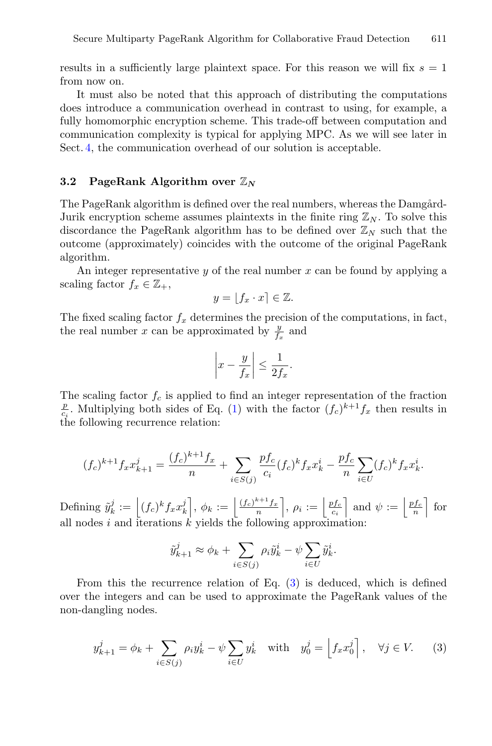results in a sufficiently large plaintext space. For this reason we will fix $s = 1$ from now on.

It must also be noted that this approach of distributing the computations does introduce a communication overhead in contrast to using, for example, a fully homomorphic encryption scheme. This trade-off between computation and communication complexity is typical for applying MPC. As we will see later in Sect. 4, the communication overhead of our solution is acceptable.

### 3.2 PageRank Algorithm over $\mathbb{Z}_N$

The PageRank algorithm is defined over the real numbers, whereas the Damgård-Jurik encryption scheme assumes plaintexts in the finite ring $\mathbb{Z}_N$. To solve this discordance the PageRank algorithm has to be defined over $\mathbb{Z}_N$ such that the outcome (approximately) coincides with the outcome of the original PageRank algorithm.

An integer representative $y$ of the real number $x$ can be found by applying a scaling factor $f_x \in \mathbb{Z}_+$,

$$y = \lfloor f_x \cdot x \rceil \in \mathbb{Z}.$$

The fixed scaling factor $f_x$ determines the precision of the computations, in fact, the real number $x$ can be approximated by $\frac{y}{f_x}$ and

$$\left| x - \frac{y}{f_x} \right| \leq \frac{1}{2 f_x}.$$

The scaling factor $f_c$ is applied to find an integer representation of the fraction $\frac{p}{c_i}$. Multiplying both sides of Eq. (1) with the factor $(f_c)^{k+1} f_x$ then results in the following recurrence relation:

$$(f_c)^{k+1} f_x x_{k+1}^j = \frac{(f_c)^{k+1} f_x}{n} + \sum_{i \in S(j)} \frac{p f_c}{c_i} (f_c)^k f_x x_k^i - \frac{p f_c}{n} \sum_{i \in U} (f_c)^k f_x x_k^i.$$

Defining $\tilde{y}_k^j := \left\lfloor (f_c)^k f_x x_k^j \right\rceil$, $\phi_k := \left\lfloor \frac{(f_c)^{k+1} f_x}{n} \right\rceil$, $\rho_i := \left\lfloor \frac{p f_c}{c_i} \right\rceil$ and $\psi := \left\lfloor \frac{p f_c}{n} \right\rceil$ for all nodes $i$ and iterations $k$ yields the following approximation:

$$\tilde{y}_{k+1}^j \approx \phi_k + \sum_{i \in S(j)} \rho_i \tilde{y}_k^i - \psi \sum_{i \in U} \tilde{y}_k^i.$$

From this the recurrence relation of Eq. (3) is deduced, which is defined over the integers and can be used to approximate the PageRank values of the non-dangling nodes.

$$y_{k+1}^j = \phi_k + \sum_{i \in S(j)} \rho_i y_k^i - \psi \sum_{i \in U} y_k^i \quad \text{with} \quad y_0^j = \left\lfloor f_x x_0^j \right\rceil, \quad \forall j \in V. \tag{3}$$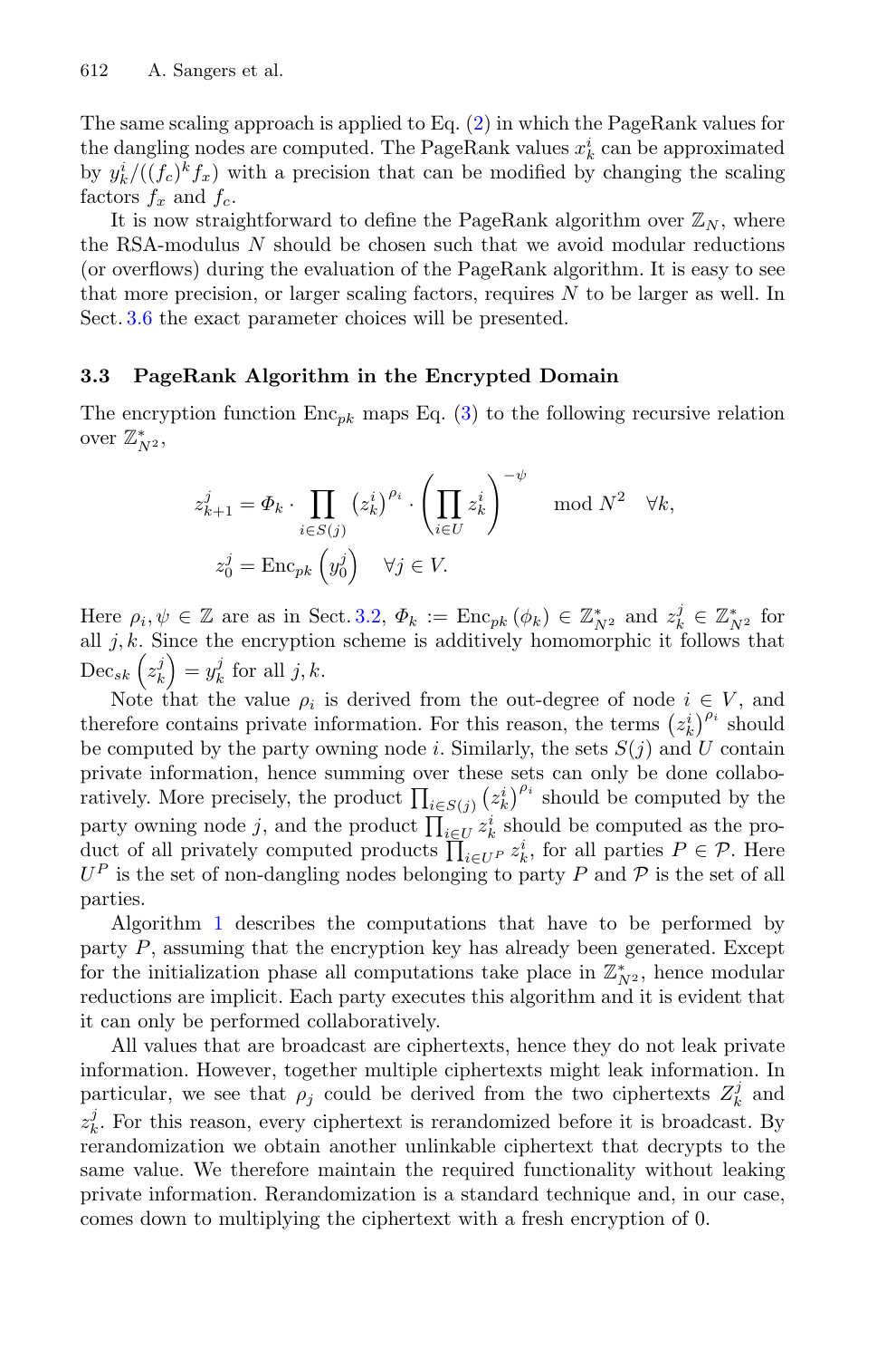The same scaling approach is applied to Eq. (2) in which the PageRank values for the dangling nodes are computed. The PageRank values $x_k^i$ can be approximated by $y_k^i/((f_c)^k f_x)$ with a precision that can be modified by changing the scaling factors $f_x$ and $f_c$.

It is now straightforward to define the PageRank algorithm over $\mathbb{Z}_N$, where the RSA-modulus $N$ should be chosen such that we avoid modular reductions (or overflows) during the evaluation of the PageRank algorithm. It is easy to see that more precision, or larger scaling factors, requires $N$ to be larger as well. In Sect. 3.6 the exact parameter choices will be presented.

### 3.3 PageRank Algorithm in the Encrypted Domain

The encryption function $\mathrm{Enc}_{pk}$ maps Eq. (3) to the following recursive relation over $\mathbb{Z}_{N^2}^*$,

$$z_{k+1}^j = \Phi_k \cdot \prod_{i \in S(j)} \left(z_k^i\right)^{\rho_i} \cdot \left(\prod_{i \in U} z_k^i\right)^{-\psi} \mod N^2 \quad \forall k,$$

$$z_0^j = \mathrm{Enc}_{pk}\left(y_0^j\right) \quad \forall j \in V.$$

Here $\rho_i, \psi \in \mathbb{Z}$ are as in Sect. 3.2, $\Phi_k := \mathrm{Enc}_{pk}(\phi_k) \in \mathbb{Z}_{N^2}^*$ and $z_k^j \in \mathbb{Z}_{N^2}^*$ for all $j, k$. Since the encryption scheme is additively homomorphic it follows that $\mathrm{Dec}_{sk}\left(z_k^j\right) = y_k^j$ for all $j, k$.

Note that the value $\rho_i$ is derived from the out-degree of node $i \in V$, and therefore contains private information. For this reason, the terms $\left(z_k^i\right)^{\rho_i}$ should be computed by the party owning node $i$. Similarly, the sets $S(j)$ and $U$ contain private information, hence summing over these sets can only be done collaboratively. More precisely, the product $\prod_{i \in S(j)} \left(z_k^i\right)^{\rho_i}$ should be computed by the party owning node $j$, and the product $\prod_{i \in U} z_k^i$ should be computed as the product of all privately computed products $\prod_{i \in U^P} z_k^i$, for all parties $P \in \mathcal{P}$. Here $U^P$ is the set of non-dangling nodes belonging to party $P$ and $\mathcal{P}$ is the set of all parties.

Algorithm 1 describes the computations that have to be performed by party $P$, assuming that the encryption key has already been generated. Except for the initialization phase all computations take place in $\mathbb{Z}_{N^2}^*$, hence modular reductions are implicit. Each party executes this algorithm and it is evident that it can only be performed collaboratively.

All values that are broadcast are ciphertexts, hence they do not leak private information. However, together multiple ciphertexts might leak information. In particular, we see that $\rho_j$ could be derived from the two ciphertexts $Z_k^j$ and $z_k^j$. For this reason, every ciphertext is rerandomized before it is broadcast. By rerandomization we obtain another unlinkable ciphertext that decrypts to the same value. We therefore maintain the required functionality without leaking private information. Rerandomization is a standard technique and, in our case, comes down to multiplying the ciphertext with a fresh encryption of 0.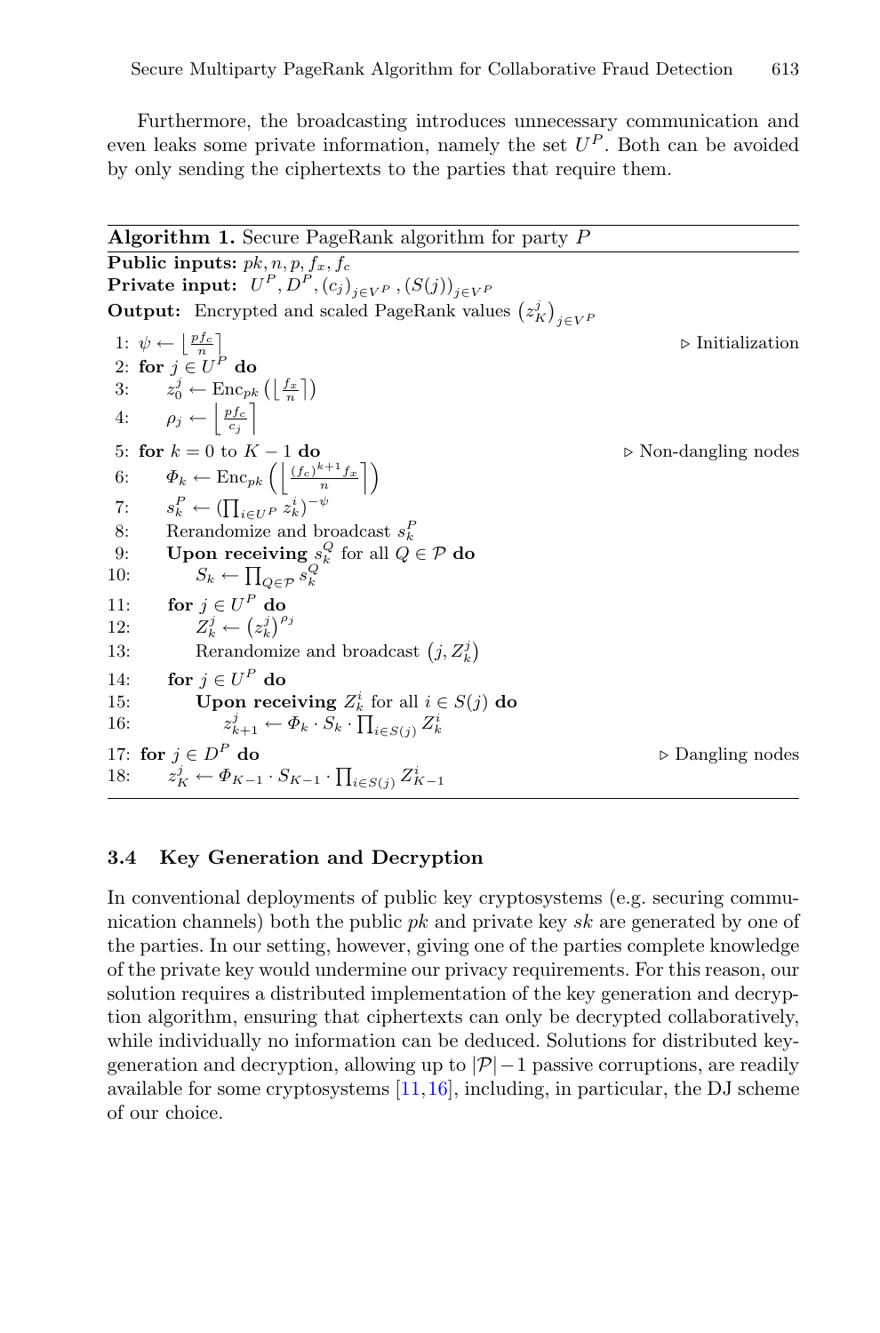Furthermore, the broadcasting introduces unnecessary communication and even leaks some private information, namely the set $U^P$. Both can be avoided by only sending the ciphertexts to the parties that require them.

---

**Algorithm 1.** Secure PageRank algorithm for party $P$

---

**Public inputs:** $pk, n, p, f_x, f_c$

**Private input:** $U^P, D^P, (c_j)_{j \in V^P}, (S(j))_{j \in V^P}$

**Output:** Encrypted and scaled PageRank values $\left(z_K^j\right)_{j \in V^P}$

```
1: ψ ← ⌊p f_c / n⌉                                          ▷ Initialization
2: for j ∈ U^P do
3:     z_0^j ← Enc_pk(⌊f_x / n⌉)
4:     ρ_j ← ⌊p f_c / c_j⌉
5: for k = 0 to K − 1 do                                    ▷ Non-dangling nodes
6:     Φ_k ← Enc_pk(⌊(f_c)^{k+1} f_x / n⌉)
7:     s_k^P ← (∏_{i∈U^P} z_k^i)^{−ψ}
8:     Rerandomize and broadcast s_k^P
9:     Upon receiving s_k^Q for all Q ∈ 𝒫 do
10:        S_k ← ∏_{Q∈𝒫} s_k^Q
11:    for j ∈ U^P do
12:        Z_k^j ← (z_k^j)^{ρ_j}
13:        Rerandomize and broadcast (j, Z_k^j)
14:    for j ∈ U^P do
15:        Upon receiving Z_k^i for all i ∈ S(j) do
16:            z_{k+1}^j ← Φ_k · S_k · ∏_{i∈S(j)} Z_k^i
17: for j ∈ D^P do                                          ▷ Dangling nodes
18:     z_K^j ← Φ_{K−1} · S_{K−1} · ∏_{i∈S(j)} Z_{K−1}^i
```

---

### 3.4 Key Generation and Decryption

In conventional deployments of public key cryptosystems (e.g. securing communication channels) both the public $pk$ and private key $sk$ are generated by one of the parties. In our setting, however, giving one of the parties complete knowledge of the private key would undermine our privacy requirements. For this reason, our solution requires a distributed implementation of the key generation and decryption algorithm, ensuring that ciphertexts can only be decrypted collaboratively, while individually no information can be deduced. Solutions for distributed key-generation and decryption, allowing up to $|\mathcal{P}|-1$ passive corruptions, are readily available for some cryptosystems [11,16], including, in particular, the DJ scheme of our choice.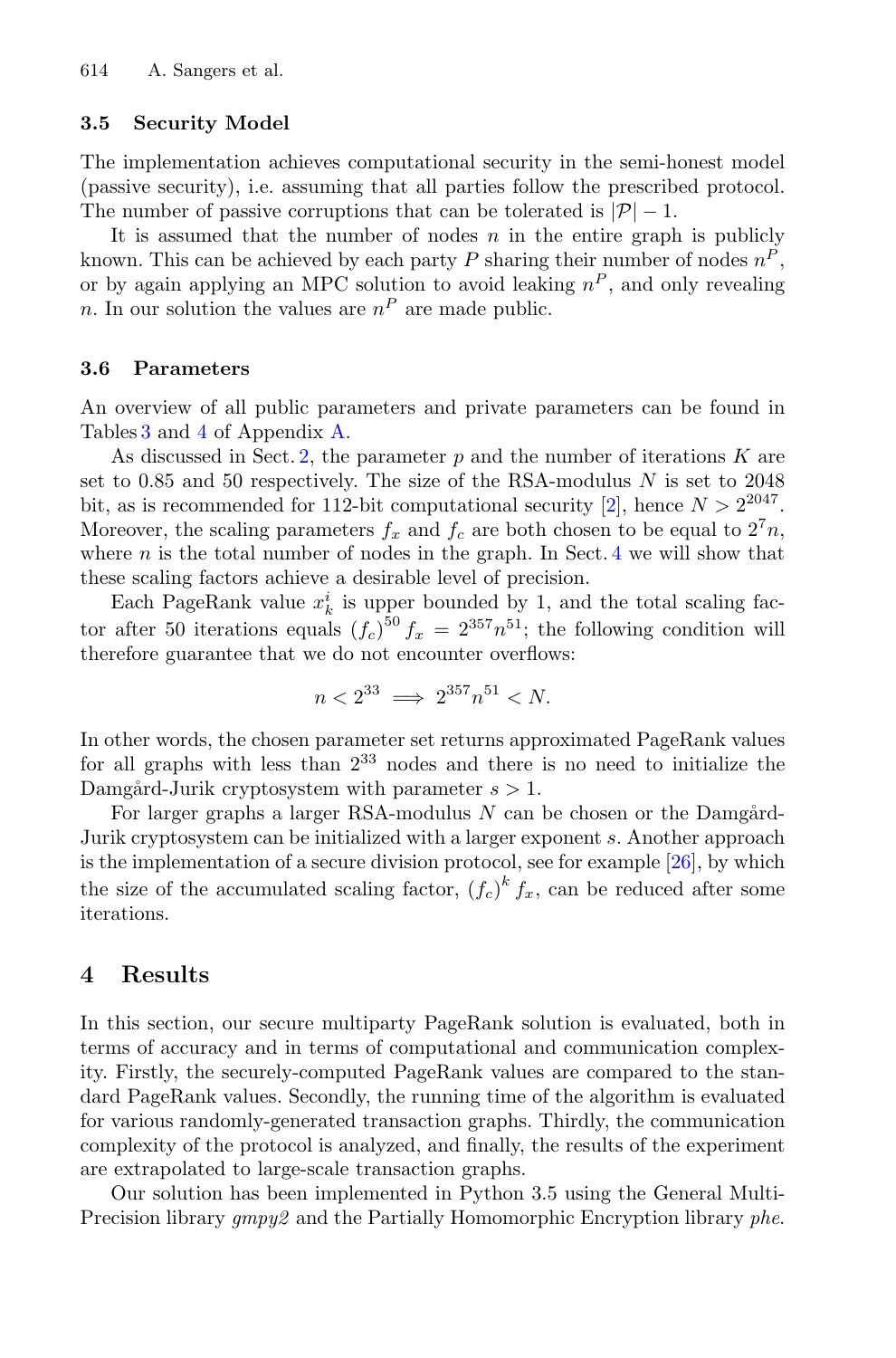### 3.5 Security Model

The implementation achieves computational security in the semi-honest model (passive security), i.e. assuming that all parties follow the prescribed protocol. The number of passive corruptions that can be tolerated is $|\mathcal{P}| - 1$.

It is assumed that the number of nodes $n$ in the entire graph is publicly known. This can be achieved by each party $P$ sharing their number of nodes $n^P$, or by again applying an MPC solution to avoid leaking $n^P$, and only revealing $n$. In our solution the values are $n^P$ are made public.

### 3.6 Parameters

An overview of all public parameters and private parameters can be found in Tables 3 and 4 of Appendix A.

As discussed in Sect. 2, the parameter $p$ and the number of iterations $K$ are set to 0.85 and 50 respectively. The size of the RSA-modulus $N$ is set to 2048 bit, as is recommended for 112-bit computational security [2], hence $N > 2^{2047}$. Moreover, the scaling parameters $f_x$ and $f_c$ are both chosen to be equal to $2^7 n$, where $n$ is the total number of nodes in the graph. In Sect. 4 we will show that these scaling factors achieve a desirable level of precision.

Each PageRank value $x_k^i$ is upper bounded by 1, and the total scaling factor after 50 iterations equals $(f_c)^{50} f_x = 2^{357} n^{51}$; the following condition will therefore guarantee that we do not encounter overflows:

$$n < 2^{33} \implies 2^{357} n^{51} < N.$$

In other words, the chosen parameter set returns approximated PageRank values for all graphs with less than $2^{33}$ nodes and there is no need to initialize the Damgård-Jurik cryptosystem with parameter $s > 1$.

For larger graphs a larger RSA-modulus $N$ can be chosen or the Damgård-Jurik cryptosystem can be initialized with a larger exponent $s$. Another approach is the implementation of a secure division protocol, see for example [26], by which the size of the accumulated scaling factor, $(f_c)^k f_x$, can be reduced after some iterations.

## 4 Results

In this section, our secure multiparty PageRank solution is evaluated, both in terms of accuracy and in terms of computational and communication complexity. Firstly, the securely-computed PageRank values are compared to the standard PageRank values. Secondly, the running time of the algorithm is evaluated for various randomly-generated transaction graphs. Thirdly, the communication complexity of the protocol is analyzed, and finally, the results of the experiment are extrapolated to large-scale transaction graphs.

Our solution has been implemented in Python 3.5 using the General Multi-Precision library *gmpy2* and the Partially Homomorphic Encryption library *phe*.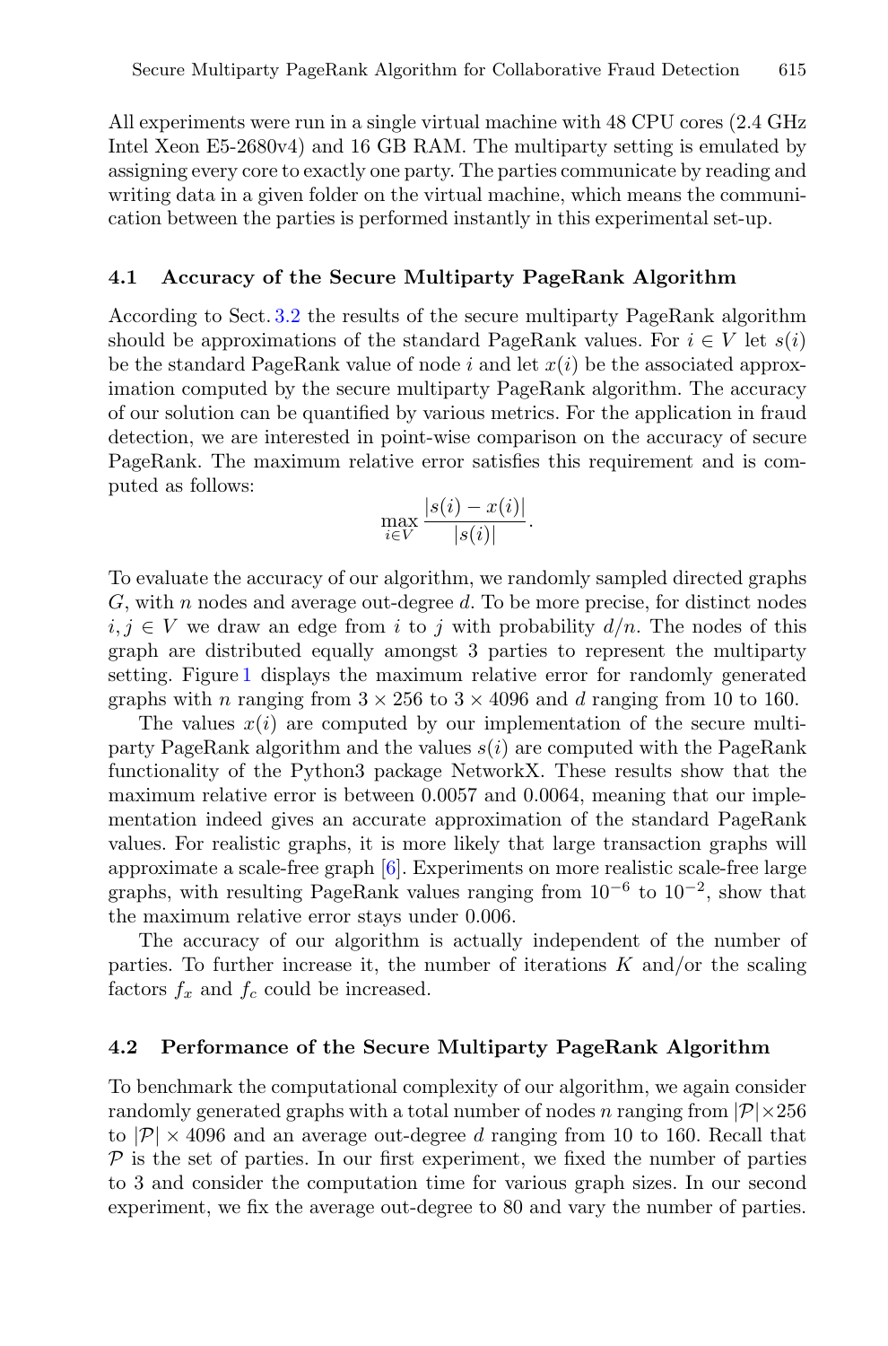All experiments were run in a single virtual machine with 48 CPU cores (2.4 GHz Intel Xeon E5-2680v4) and 16 GB RAM. The multiparty setting is emulated by assigning every core to exactly one party. The parties communicate by reading and writing data in a given folder on the virtual machine, which means the communication between the parties is performed instantly in this experimental set-up.

### 4.1 Accuracy of the Secure Multiparty PageRank Algorithm

According to Sect. 3.2 the results of the secure multiparty PageRank algorithm should be approximations of the standard PageRank values. For $i \in V$ let $s(i)$ be the standard PageRank value of node $i$ and let $x(i)$ be the associated approximation computed by the secure multiparty PageRank algorithm. The accuracy of our solution can be quantified by various metrics. For the application in fraud detection, we are interested in point-wise comparison on the accuracy of secure PageRank. The maximum relative error satisfies this requirement and is computed as follows:

$$\max_{i \in V} \frac{|s(i) - x(i)|}{|s(i)|}.$$

To evaluate the accuracy of our algorithm, we randomly sampled directed graphs $G$, with $n$ nodes and average out-degree $d$. To be more precise, for distinct nodes $i, j \in V$ we draw an edge from $i$ to $j$ with probability $d/n$. The nodes of this graph are distributed equally amongst 3 parties to represent the multiparty setting. Figure 1 displays the maximum relative error for randomly generated graphs with $n$ ranging from $3 \times 256$ to $3 \times 4096$ and $d$ ranging from 10 to 160.

The values $x(i)$ are computed by our implementation of the secure multiparty PageRank algorithm and the values $s(i)$ are computed with the PageRank functionality of the Python3 package NetworkX. These results show that the maximum relative error is between 0.0057 and 0.0064, meaning that our implementation indeed gives an accurate approximation of the standard PageRank values. For realistic graphs, it is more likely that large transaction graphs will approximate a scale-free graph [6]. Experiments on more realistic scale-free large graphs, with resulting PageRank values ranging from $10^{-6}$ to $10^{-2}$, show that the maximum relative error stays under 0.006.

The accuracy of our algorithm is actually independent of the number of parties. To further increase it, the number of iterations $K$ and/or the scaling factors $f_x$ and $f_c$ could be increased.

### 4.2 Performance of the Secure Multiparty PageRank Algorithm

To benchmark the computational complexity of our algorithm, we again consider randomly generated graphs with a total number of nodes $n$ ranging from $|\mathcal{P}| \times 256$ to $|\mathcal{P}| \times 4096$ and an average out-degree $d$ ranging from 10 to 160. Recall that $\mathcal{P}$ is the set of parties. In our first experiment, we fixed the number of parties to 3 and consider the computation time for various graph sizes. In our second experiment, we fix the average out-degree to 80 and vary the number of parties.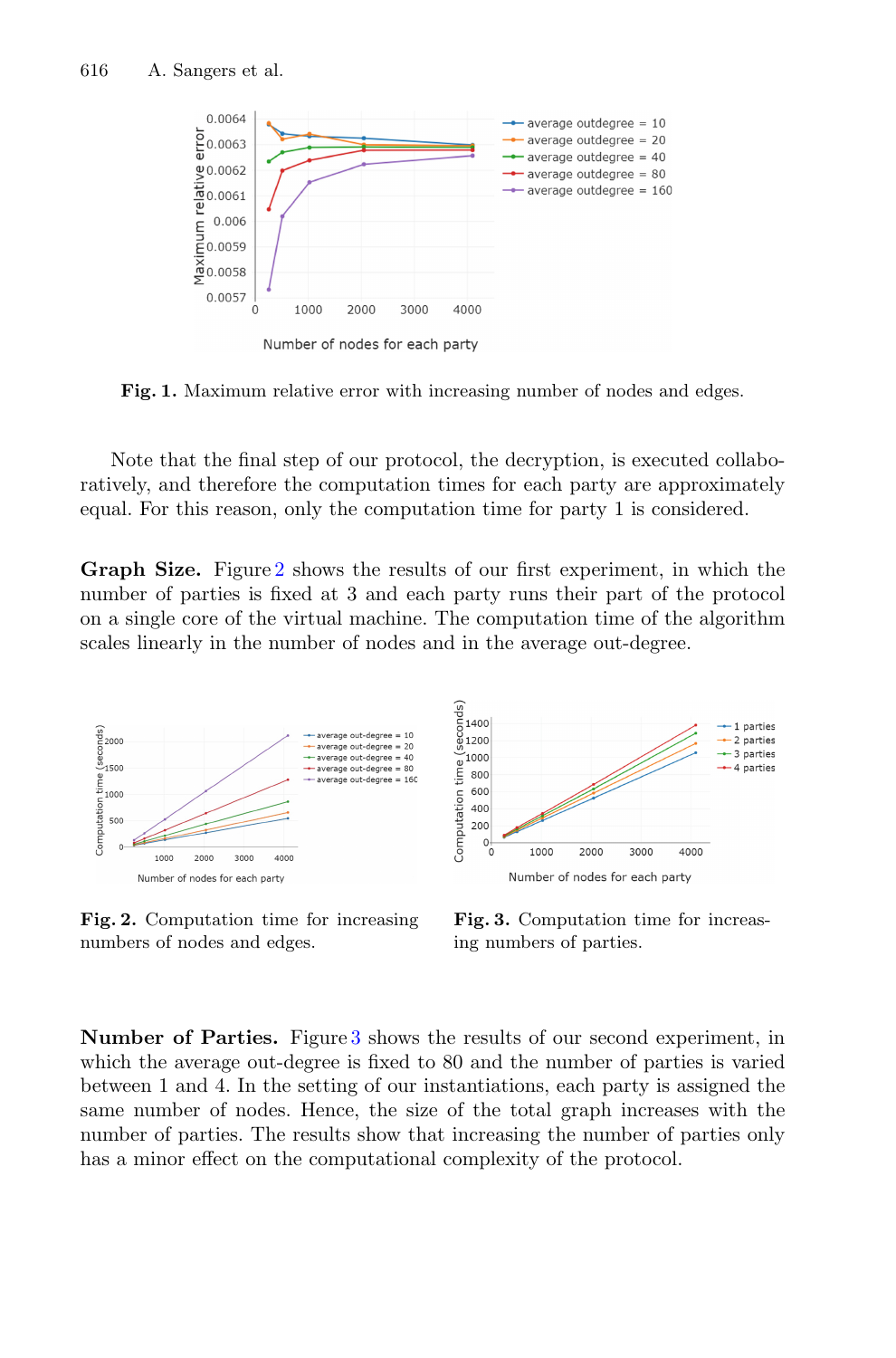Maximum relative error

0.0064
0.0063
0.0062
0.0061
0.006
0.0059
0.0058
0.0057

0
1000
2000
3000
4000

Number of nodes for each party

average outdegree = 10
average outdegree = 20
average outdegree = 40
average outdegree = 80
average outdegree = 160

**Fig. 1.** Maximum relative error with increasing number of nodes and edges.

Note that the final step of our protocol, the decryption, is executed collaboratively, and therefore the computation times for each party are approximately equal. For this reason, only the computation time for party 1 is considered.

**Graph Size.** Figure 2 shows the results of our first experiment, in which the number of parties is fixed at 3 and each party runs their part of the protocol on a single core of the virtual machine. The computation time of the algorithm scales linearly in the number of nodes and in the average out-degree.

Computation time (seconds)

2000
1500
1000
500
0

1000
2000
3000
4000

Number of nodes for each party

average out-degree = 10
average out-degree = 20
average out-degree = 40
average out-degree = 80
average out-degree = 160

**Fig. 2.** Computation time for increasing numbers of nodes and edges.

Computation time (seconds)

1400
1200
1000
800
600
400
200
0

0
1000
2000
3000
4000

Number of nodes for each party

1 parties
2 parties
3 parties
4 parties

**Fig. 3.** Computation time for increasing numbers of parties.

**Number of Parties.** Figure 3 shows the results of our second experiment, in which the average out-degree is fixed to 80 and the number of parties is varied between 1 and 4. In the setting of our instantiations, each party is assigned the same number of nodes. Hence, the size of the total graph increases with the number of parties. The results show that increasing the number of parties only has a minor effect on the computational complexity of the protocol.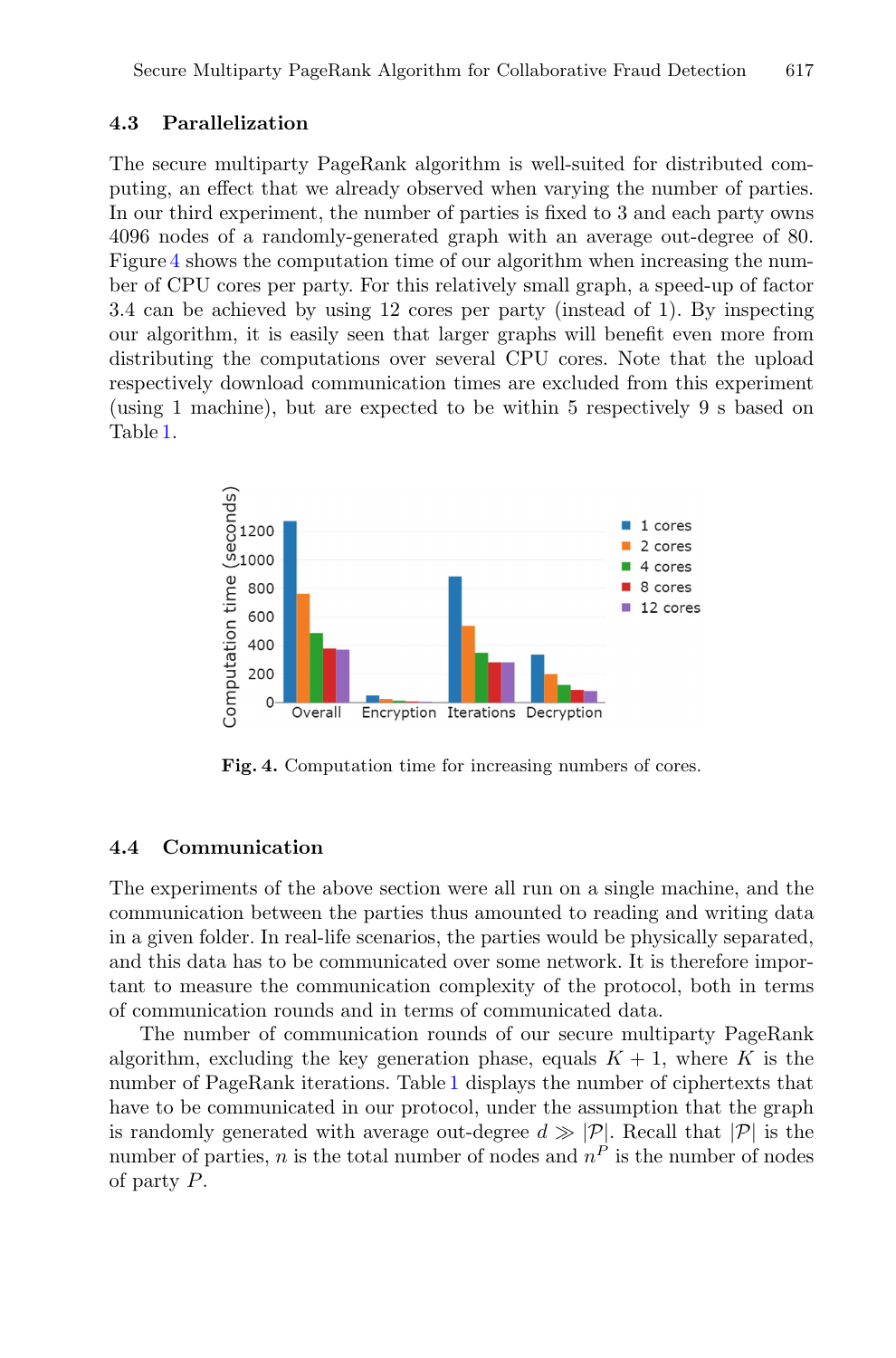### 4.3 Parallelization

The secure multiparty PageRank algorithm is well-suited for distributed computing, an effect that we already observed when varying the number of parties. In our third experiment, the number of parties is fixed to 3 and each party owns 4096 nodes of a randomly-generated graph with an average out-degree of 80. Figure 4 shows the computation time of our algorithm when increasing the number of CPU cores per party. For this relatively small graph, a speed-up of factor 3.4 can be achieved by using 12 cores per party (instead of 1). By inspecting our algorithm, it is easily seen that larger graphs will benefit even more from distributing the computations over several CPU cores. Note that the upload respectively download communication times are excluded from this experiment (using 1 machine), but are expected to be within 5 respectively 9 s based on Table 1.

Computation time (seconds)
1200
1000
800
600
400
200
0
Overall
Encryption
Iterations
Decryption
1 cores
2 cores
4 cores
8 cores
12 cores

**Fig. 4.** Computation time for increasing numbers of cores.

### 4.4 Communication

The experiments of the above section were all run on a single machine, and the communication between the parties thus amounted to reading and writing data in a given folder. In real-life scenarios, the parties would be physically separated, and this data has to be communicated over some network. It is therefore important to measure the communication complexity of the protocol, both in terms of communication rounds and in terms of communicated data.

The number of communication rounds of our secure multiparty PageRank algorithm, excluding the key generation phase, equals $K + 1$, where $K$ is the number of PageRank iterations. Table 1 displays the number of ciphertexts that have to be communicated in our protocol, under the assumption that the graph is randomly generated with average out-degree $d \gg |\mathcal{P}|$. Recall that $|\mathcal{P}|$ is the number of parties, $n$ is the total number of nodes and $n^P$ is the number of nodes of party $P$.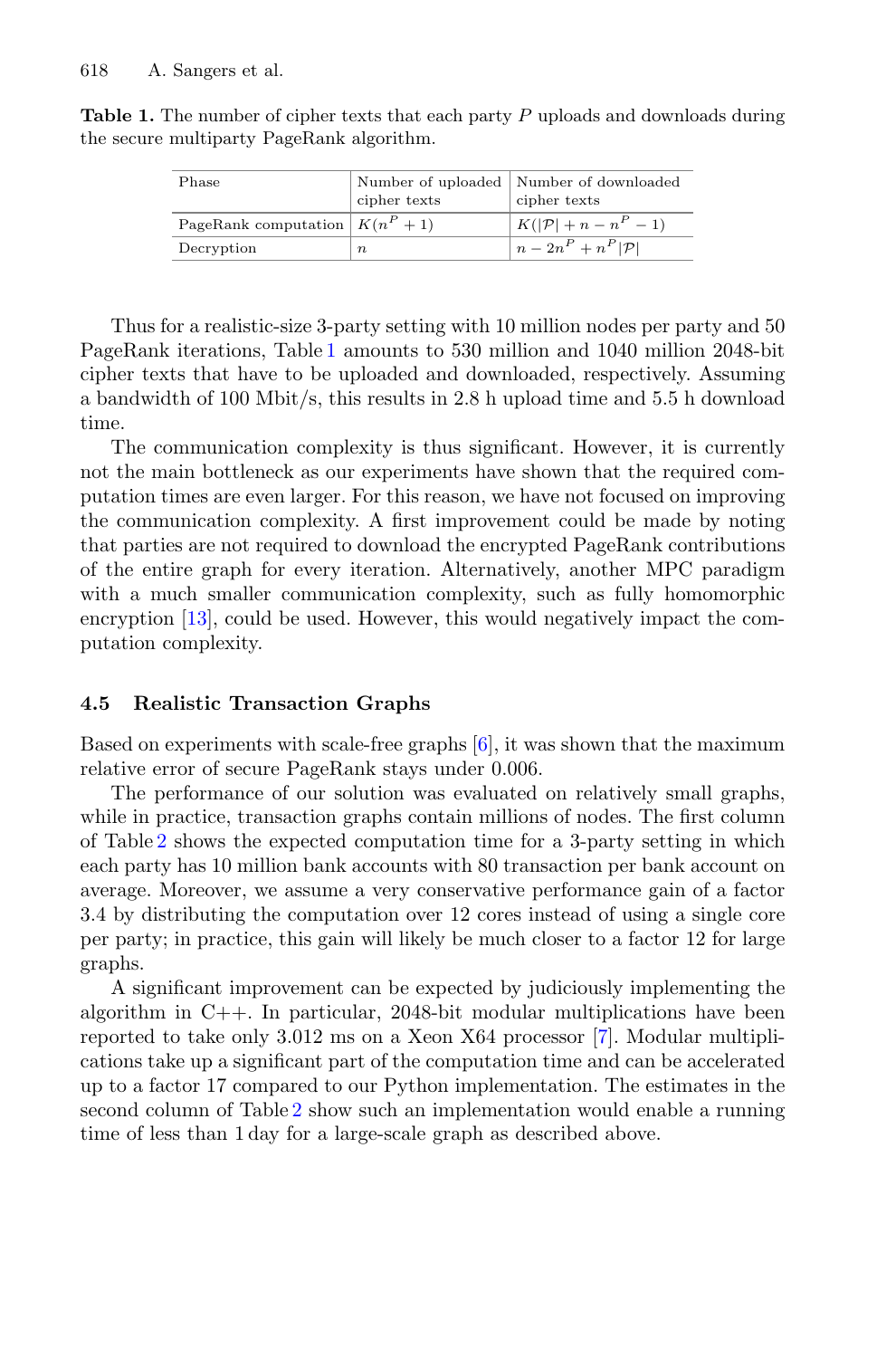**Table 1.** The number of cipher texts that each party $P$ uploads and downloads during the secure multiparty PageRank algorithm.

| Phase | Number of uploaded cipher texts | Number of downloaded cipher texts |
|---|---|---|
| PageRank computation | $K(n^P + 1)$ | $K(\|\mathcal{P}\| + n - n^P - 1)$ |
| Decryption | $n$ | $n - 2n^P + n^P\|\mathcal{P}\|$ |

Thus for a realistic-size 3-party setting with 10 million nodes per party and 50 PageRank iterations, Table 1 amounts to 530 million and 1040 million 2048-bit cipher texts that have to be uploaded and downloaded, respectively. Assuming a bandwidth of 100 Mbit/s, this results in 2.8 h upload time and 5.5 h download time.

The communication complexity is thus significant. However, it is currently not the main bottleneck as our experiments have shown that the required computation times are even larger. For this reason, we have not focused on improving the communication complexity. A first improvement could be made by noting that parties are not required to download the encrypted PageRank contributions of the entire graph for every iteration. Alternatively, another MPC paradigm with a much smaller communication complexity, such as fully homomorphic encryption [13], could be used. However, this would negatively impact the computation complexity.

### 4.5 Realistic Transaction Graphs

Based on experiments with scale-free graphs [6], it was shown that the maximum relative error of secure PageRank stays under 0.006.

The performance of our solution was evaluated on relatively small graphs, while in practice, transaction graphs contain millions of nodes. The first column of Table 2 shows the expected computation time for a 3-party setting in which each party has 10 million bank accounts with 80 transaction per bank account on average. Moreover, we assume a very conservative performance gain of a factor 3.4 by distributing the computation over 12 cores instead of using a single core per party; in practice, this gain will likely be much closer to a factor 12 for large graphs.

A significant improvement can be expected by judiciously implementing the algorithm in C++. In particular, 2048-bit modular multiplications have been reported to take only 3.012 ms on a Xeon X64 processor [7]. Modular multiplications take up a significant part of the computation time and can be accelerated up to a factor 17 compared to our Python implementation. The estimates in the second column of Table 2 show such an implementation would enable a running time of less than 1 day for a large-scale graph as described above.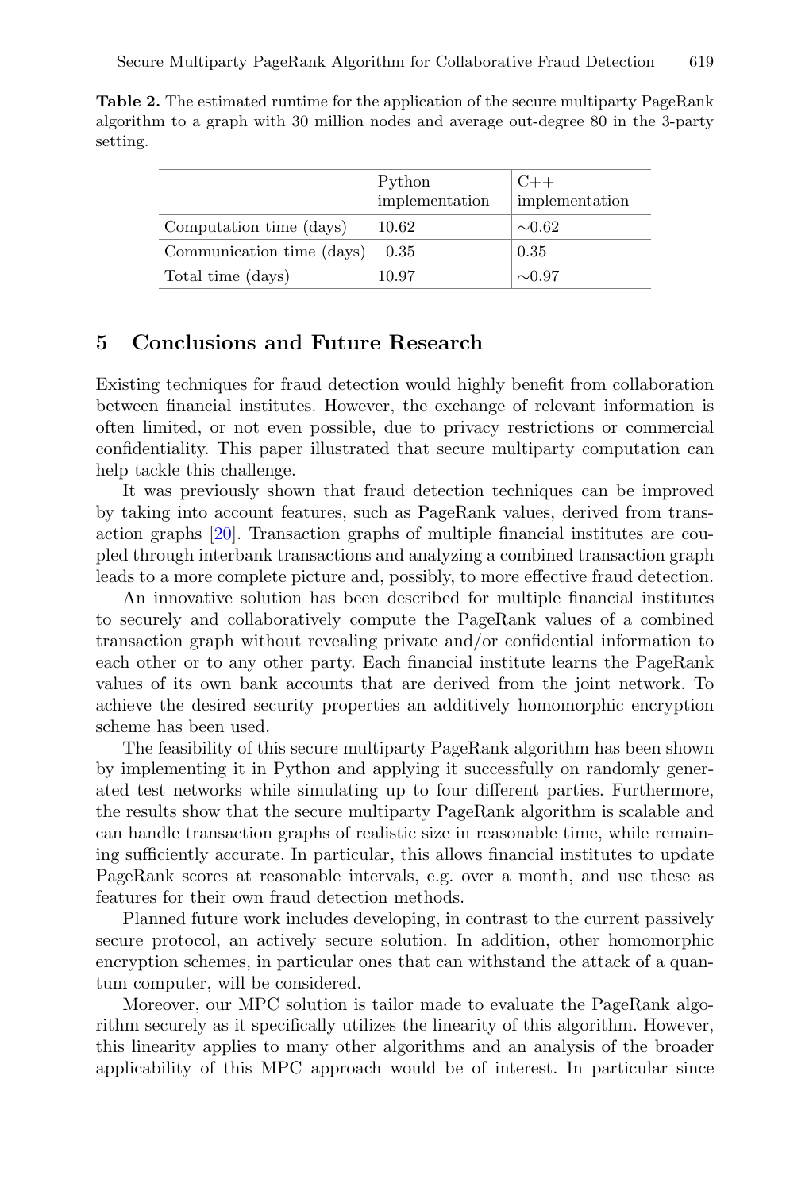**Table 2.** The estimated runtime for the application of the secure multiparty PageRank algorithm to a graph with 30 million nodes and average out-degree 80 in the 3-party setting.

| | Python implementation | C++ implementation |
|---|---|---|
| Computation time (days) | 10.62 | ∼0.62 |
| Communication time (days) | 0.35 | 0.35 |
| Total time (days) | 10.97 | ∼0.97 |

## 5 Conclusions and Future Research

Existing techniques for fraud detection would highly benefit from collaboration between financial institutes. However, the exchange of relevant information is often limited, or not even possible, due to privacy restrictions or commercial confidentiality. This paper illustrated that secure multiparty computation can help tackle this challenge.

It was previously shown that fraud detection techniques can be improved by taking into account features, such as PageRank values, derived from transaction graphs [20]. Transaction graphs of multiple financial institutes are coupled through interbank transactions and analyzing a combined transaction graph leads to a more complete picture and, possibly, to more effective fraud detection.

An innovative solution has been described for multiple financial institutes to securely and collaboratively compute the PageRank values of a combined transaction graph without revealing private and/or confidential information to each other or to any other party. Each financial institute learns the PageRank values of its own bank accounts that are derived from the joint network. To achieve the desired security properties an additively homomorphic encryption scheme has been used.

The feasibility of this secure multiparty PageRank algorithm has been shown by implementing it in Python and applying it successfully on randomly generated test networks while simulating up to four different parties. Furthermore, the results show that the secure multiparty PageRank algorithm is scalable and can handle transaction graphs of realistic size in reasonable time, while remaining sufficiently accurate. In particular, this allows financial institutes to update PageRank scores at reasonable intervals, e.g. over a month, and use these as features for their own fraud detection methods.

Planned future work includes developing, in contrast to the current passively secure protocol, an actively secure solution. In addition, other homomorphic encryption schemes, in particular ones that can withstand the attack of a quantum computer, will be considered.

Moreover, our MPC solution is tailor made to evaluate the PageRank algorithm securely as it specifically utilizes the linearity of this algorithm. However, this linearity applies to many other algorithms and an analysis of the broader applicability of this MPC approach would be of interest. In particular since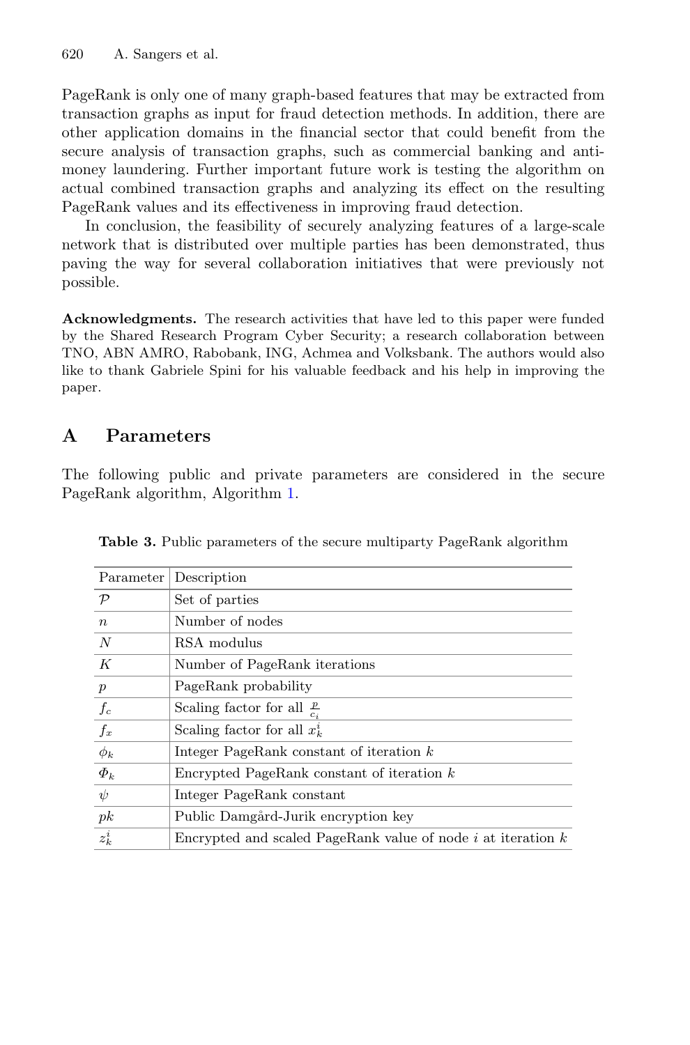PageRank is only one of many graph-based features that may be extracted from transaction graphs as input for fraud detection methods. In addition, there are other application domains in the financial sector that could benefit from the secure analysis of transaction graphs, such as commercial banking and anti-money laundering. Further important future work is testing the algorithm on actual combined transaction graphs and analyzing its effect on the resulting PageRank values and its effectiveness in improving fraud detection.

In conclusion, the feasibility of securely analyzing features of a large-scale network that is distributed over multiple parties has been demonstrated, thus paving the way for several collaboration initiatives that were previously not possible.

**Acknowledgments.** The research activities that have led to this paper were funded by the Shared Research Program Cyber Security; a research collaboration between TNO, ABN AMRO, Rabobank, ING, Achmea and Volksbank. The authors would also like to thank Gabriele Spini for his valuable feedback and his help in improving the paper.

## A Parameters

The following public and private parameters are considered in the secure PageRank algorithm, Algorithm 1.

**Table 3.** Public parameters of the secure multiparty PageRank algorithm

| Parameter | Description |
|---|---|
| $\mathcal{P}$ | Set of parties |
| $n$ | Number of nodes |
| $N$ | RSA modulus |
| $K$ | Number of PageRank iterations |
| $p$ | PageRank probability |
| $f_c$ | Scaling factor for all $\frac{p}{c_i}$ |
| $f_x$ | Scaling factor for all $x_k^i$ |
| $\phi_k$ | Integer PageRank constant of iteration $k$ |
| $\Phi_k$ | Encrypted PageRank constant of iteration $k$ |
| $\psi$ | Integer PageRank constant |
| $pk$ | Public Damgård-Jurik encryption key |
| $z_k^i$ | Encrypted and scaled PageRank value of node $i$ at iteration $k$ |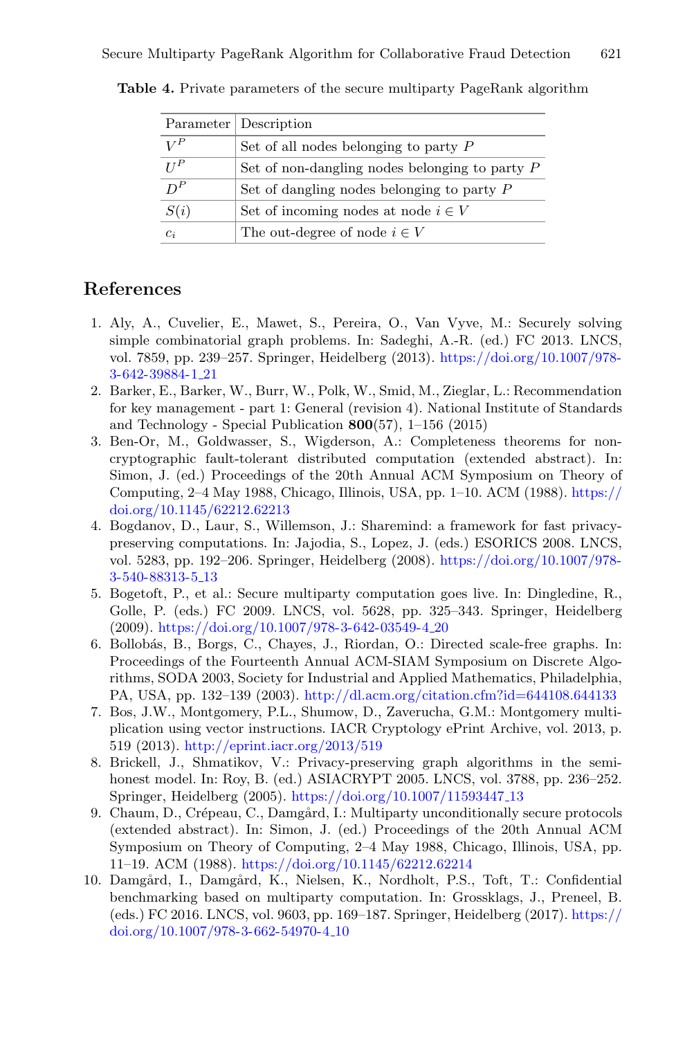**Table 4.** Private parameters of the secure multiparty PageRank algorithm

| Parameter | Description |
|---|---|
| $V^P$ | Set of all nodes belonging to party $P$ |
| $U^P$ | Set of non-dangling nodes belonging to party $P$ |
| $D^P$ | Set of dangling nodes belonging to party $P$ |
| $S(i)$ | Set of incoming nodes at node $i \in V$ |
| $c_i$ | The out-degree of node $i \in V$ |

## References

1. Aly, A., Cuvelier, E., Mawet, S., Pereira, O., Van Vyve, M.: Securely solving simple combinatorial graph problems. In: Sadeghi, A.-R. (ed.) FC 2013. LNCS, vol. 7859, pp. 239–257. Springer, Heidelberg (2013). https://doi.org/10.1007/978-3-642-39884-1_21
2. Barker, E., Barker, W., Burr, W., Polk, W., Smid, M., Zieglar, L.: Recommendation for key management - part 1: General (revision 4). National Institute of Standards and Technology - Special Publication **800**(57), 1–156 (2015)
3. Ben-Or, M., Goldwasser, S., Wigderson, A.: Completeness theorems for non-cryptographic fault-tolerant distributed computation (extended abstract). In: Simon, J. (ed.) Proceedings of the 20th Annual ACM Symposium on Theory of Computing, 2–4 May 1988, Chicago, Illinois, USA, pp. 1–10. ACM (1988). https://doi.org/10.1145/62212.62213
4. Bogdanov, D., Laur, S., Willemson, J.: Sharemind: a framework for fast privacy-preserving computations. In: Jajodia, S., Lopez, J. (eds.) ESORICS 2008. LNCS, vol. 5283, pp. 192–206. Springer, Heidelberg (2008). https://doi.org/10.1007/978-3-540-88313-5_13
5. Bogetoft, P., et al.: Secure multiparty computation goes live. In: Dingledine, R., Golle, P. (eds.) FC 2009. LNCS, vol. 5628, pp. 325–343. Springer, Heidelberg (2009). https://doi.org/10.1007/978-3-642-03549-4_20
6. Bollobás, B., Borgs, C., Chayes, J., Riordan, O.: Directed scale-free graphs. In: Proceedings of the Fourteenth Annual ACM-SIAM Symposium on Discrete Algorithms, SODA 2003, Society for Industrial and Applied Mathematics, Philadelphia, PA, USA, pp. 132–139 (2003). http://dl.acm.org/citation.cfm?id=644108.644133
7. Bos, J.W., Montgomery, P.L., Shumow, D., Zaverucha, G.M.: Montgomery multiplication using vector instructions. IACR Cryptology ePrint Archive, vol. 2013, p. 519 (2013). http://eprint.iacr.org/2013/519
8. Brickell, J., Shmatikov, V.: Privacy-preserving graph algorithms in the semi-honest model. In: Roy, B. (ed.) ASIACRYPT 2005. LNCS, vol. 3788, pp. 236–252. Springer, Heidelberg (2005). https://doi.org/10.1007/11593447_13
9. Chaum, D., Crépeau, C., Damgård, I.: Multiparty unconditionally secure protocols (extended abstract). In: Simon, J. (ed.) Proceedings of the 20th Annual ACM Symposium on Theory of Computing, 2–4 May 1988, Chicago, Illinois, USA, pp. 11–19. ACM (1988). https://doi.org/10.1145/62212.62214
10. Damgård, I., Damgård, K., Nielsen, K., Nordholt, P.S., Toft, T.: Confidential benchmarking based on multiparty computation. In: Grossklags, J., Preneel, B. (eds.) FC 2016. LNCS, vol. 9603, pp. 169–187. Springer, Heidelberg (2017). https://doi.org/10.1007/978-3-662-54970-4_10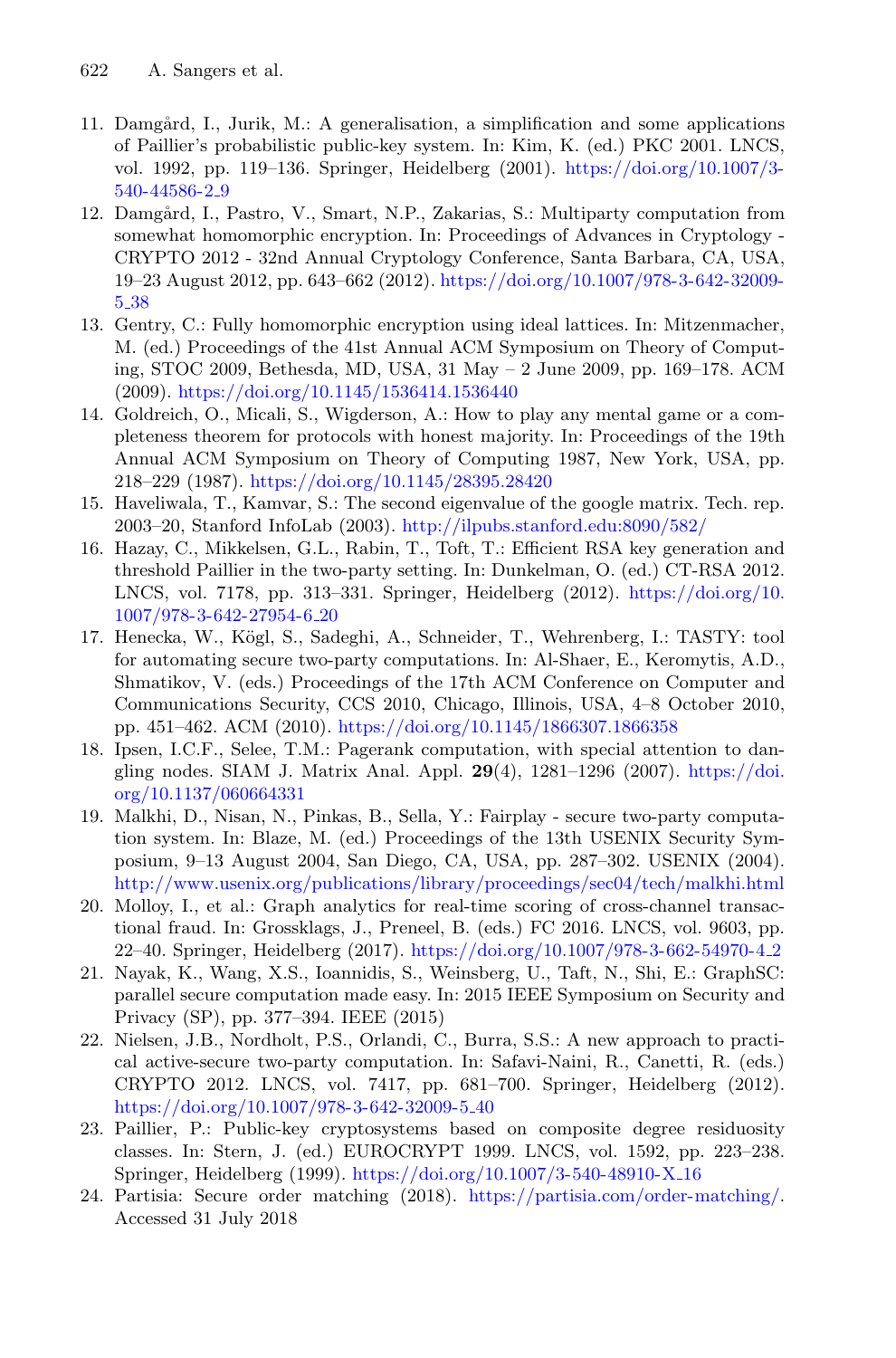11. Damgård, I., Jurik, M.: A generalisation, a simplification and some applications of Paillier's probabilistic public-key system. In: Kim, K. (ed.) PKC 2001. LNCS, vol. 1992, pp. 119–136. Springer, Heidelberg (2001). https://doi.org/10.1007/3-540-44586-2_9
12. Damgård, I., Pastro, V., Smart, N.P., Zakarias, S.: Multiparty computation from somewhat homomorphic encryption. In: Proceedings of Advances in Cryptology - CRYPTO 2012 - 32nd Annual Cryptology Conference, Santa Barbara, CA, USA, 19–23 August 2012, pp. 643–662 (2012). https://doi.org/10.1007/978-3-642-32009-5_38
13. Gentry, C.: Fully homomorphic encryption using ideal lattices. In: Mitzenmacher, M. (ed.) Proceedings of the 41st Annual ACM Symposium on Theory of Computing, STOC 2009, Bethesda, MD, USA, 31 May – 2 June 2009, pp. 169–178. ACM (2009). https://doi.org/10.1145/1536414.1536440
14. Goldreich, O., Micali, S., Wigderson, A.: How to play any mental game or a completeness theorem for protocols with honest majority. In: Proceedings of the 19th Annual ACM Symposium on Theory of Computing 1987, New York, USA, pp. 218–229 (1987). https://doi.org/10.1145/28395.28420
15. Haveliwala, T., Kamvar, S.: The second eigenvalue of the google matrix. Tech. rep. 2003–20, Stanford InfoLab (2003). http://ilpubs.stanford.edu:8090/582/
16. Hazay, C., Mikkelsen, G.L., Rabin, T., Toft, T.: Efficient RSA key generation and threshold Paillier in the two-party setting. In: Dunkelman, O. (ed.) CT-RSA 2012. LNCS, vol. 7178, pp. 313–331. Springer, Heidelberg (2012). https://doi.org/10.1007/978-3-642-27954-6_20
17. Henecka, W., Kögl, S., Sadeghi, A., Schneider, T., Wehrenberg, I.: TASTY: tool for automating secure two-party computations. In: Al-Shaer, E., Keromytis, A.D., Shmatikov, V. (eds.) Proceedings of the 17th ACM Conference on Computer and Communications Security, CCS 2010, Chicago, Illinois, USA, 4–8 October 2010, pp. 451–462. ACM (2010). https://doi.org/10.1145/1866307.1866358
18. Ipsen, I.C.F., Selee, T.M.: Pagerank computation, with special attention to dangling nodes. SIAM J. Matrix Anal. Appl. **29**(4), 1281–1296 (2007). https://doi.org/10.1137/060664331
19. Malkhi, D., Nisan, N., Pinkas, B., Sella, Y.: Fairplay - secure two-party computation system. In: Blaze, M. (ed.) Proceedings of the 13th USENIX Security Symposium, 9–13 August 2004, San Diego, CA, USA, pp. 287–302. USENIX (2004). http://www.usenix.org/publications/library/proceedings/sec04/tech/malkhi.html
20. Molloy, I., et al.: Graph analytics for real-time scoring of cross-channel transactional fraud. In: Grossklags, J., Preneel, B. (eds.) FC 2016. LNCS, vol. 9603, pp. 22–40. Springer, Heidelberg (2017). https://doi.org/10.1007/978-3-662-54970-4_2
21. Nayak, K., Wang, X.S., Ioannidis, S., Weinsberg, U., Taft, N., Shi, E.: GraphSC: parallel secure computation made easy. In: 2015 IEEE Symposium on Security and Privacy (SP), pp. 377–394. IEEE (2015)
22. Nielsen, J.B., Nordholt, P.S., Orlandi, C., Burra, S.S.: A new approach to practical active-secure two-party computation. In: Safavi-Naini, R., Canetti, R. (eds.) CRYPTO 2012. LNCS, vol. 7417, pp. 681–700. Springer, Heidelberg (2012). https://doi.org/10.1007/978-3-642-32009-5_40
23. Paillier, P.: Public-key cryptosystems based on composite degree residuosity classes. In: Stern, J. (ed.) EUROCRYPT 1999. LNCS, vol. 1592, pp. 223–238. Springer, Heidelberg (1999). https://doi.org/10.1007/3-540-48910-X_16
24. Partisia: Secure order matching (2018). https://partisia.com/order-matching/. Accessed 31 July 2018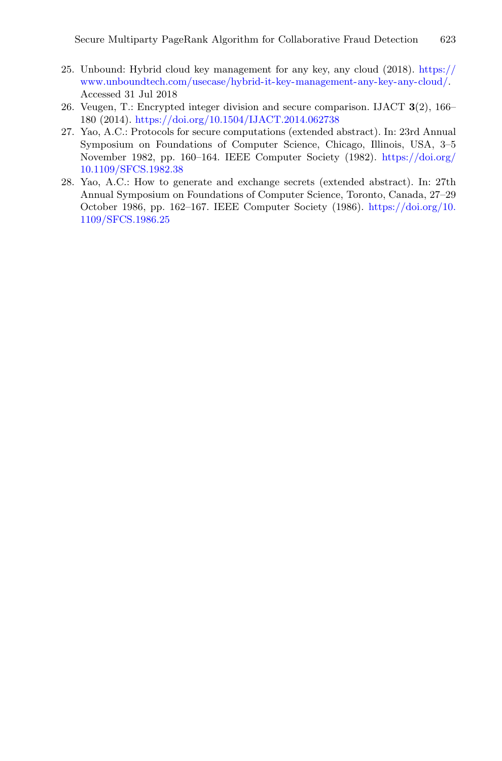25. Unbound: Hybrid cloud key management for any key, any cloud (2018). https://www.unboundtech.com/usecase/hybrid-it-key-management-any-key-any-cloud/. Accessed 31 Jul 2018
26. Veugen, T.: Encrypted integer division and secure comparison. IJACT **3**(2), 166–180 (2014). https://doi.org/10.1504/IJACT.2014.062738
27. Yao, A.C.: Protocols for secure computations (extended abstract). In: 23rd Annual Symposium on Foundations of Computer Science, Chicago, Illinois, USA, 3–5 November 1982, pp. 160–164. IEEE Computer Society (1982). https://doi.org/10.1109/SFCS.1982.38
28. Yao, A.C.: How to generate and exchange secrets (extended abstract). In: 27th Annual Symposium on Foundations of Computer Science, Toronto, Canada, 27–29 October 1986, pp. 162–167. IEEE Computer Society (1986). https://doi.org/10.1109/SFCS.1986.25